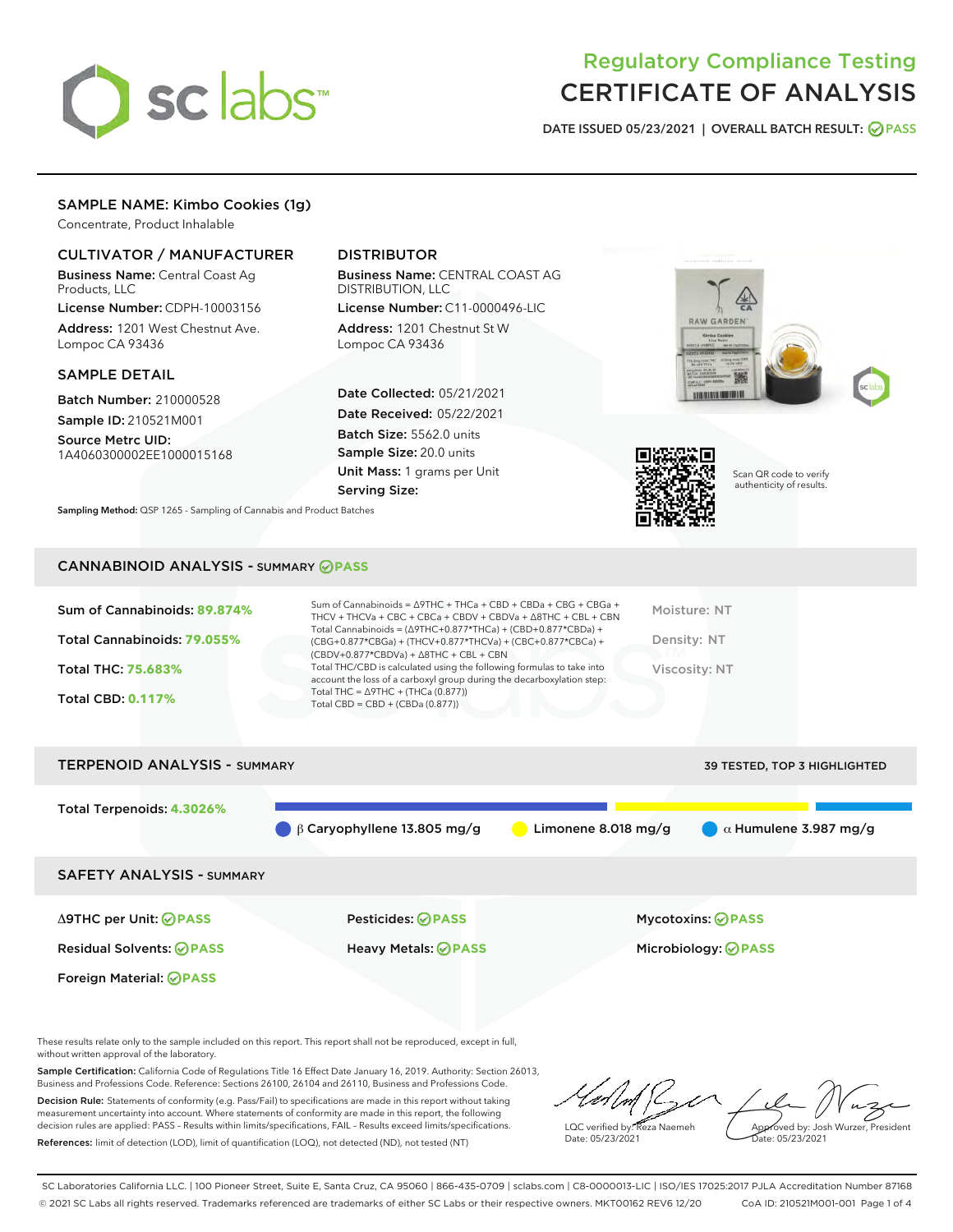# Regulatory Compliance Testing
# CERTIFICATE OF ANALYSIS

DATE ISSUED 05/23/2021 | OVERALL BATCH RESULT: PASS

## SAMPLE NAME: Kimbo Cookies (1g)

Concentrate, Product Inhalable

### CULTIVATOR / MANUFACTURER

**Business Name:** Central Coast Ag Products, LLC
**License Number:** CDPH-10003156
**Address:** 1201 West Chestnut Ave. Lompoc CA 93436

### DISTRIBUTOR

**Business Name:** CENTRAL COAST AG DISTRIBUTION, LLC
**License Number:** C11-0000496-LIC
**Address:** 1201 Chestnut St W Lompoc CA 93436

### SAMPLE DETAIL

**Batch Number:** 210000528
**Sample ID:** 210521M001
**Source Metrc UID:** 1A4060300002EE1000015168

**Date Collected:** 05/21/2021
**Date Received:** 05/22/2021
**Batch Size:** 5562.0 units
**Sample Size:** 20.0 units
**Unit Mass:** 1 grams per Unit
**Serving Size:**

Scan QR code to verify authenticity of results.

**Sampling Method:** QSP 1265 - Sampling of Cannabis and Product Batches

## CANNABINOID ANALYSIS - SUMMARY PASS

Sum of Cannabinoids: **89.874%**

Total Cannabinoids: **79.055%**

Total THC: **75.683%**

Total CBD: **0.117%**

Sum of Cannabinoids = Δ9THC + THCa + CBD + CBDa + CBG + CBGa + THCV + THCVa + CBC + CBCa + CBDV + CBDVa + Δ8THC + CBL + CBN
Total Cannabinoids = (Δ9THC+0.877*THCa) + (CBD+0.877*CBDa) + (CBG+0.877*CBGa) + (THCV+0.877*THCVa) + (CBC+0.877*CBCa) + (CBDV+0.877*CBDVa) + Δ8THC + CBL + CBN
Total THC/CBD is calculated using the following formulas to take into account the loss of a carboxyl group during the decarboxylation step:
Total THC = Δ9THC + (THCa (0.877))
Total CBD = CBD + (CBDa (0.877))

Moisture: NT

Density: NT

Viscosity: NT

## TERPENOID ANALYSIS - SUMMARY

39 TESTED, TOP 3 HIGHLIGHTED

Total Terpenoids: **4.3026%**

β Caryophyllene 13.805 mg/g | Limonene 8.018 mg/g | α Humulene 3.987 mg/g

## SAFETY ANALYSIS - SUMMARY

| | | |
|---|---|---|
| Δ9THC per Unit: PASS | Pesticides: PASS | Mycotoxins: PASS |
| Residual Solvents: PASS | Heavy Metals: PASS | Microbiology: PASS |
| Foreign Material: PASS | | |

These results relate only to the sample included on this report. This report shall not be reproduced, except in full, without written approval of the laboratory.

**Sample Certification:** California Code of Regulations Title 16 Effect Date January 16, 2019. Authority: Section 26013, Business and Professions Code. Reference: Sections 26100, 26104 and 26110, Business and Professions Code.

**Decision Rule:** Statements of conformity (e.g. Pass/Fail) to specifications are made in this report without taking measurement uncertainty into account. Where statements of conformity are made in this report, the following decision rules are applied: PASS - Results within limits/specifications, FAIL - Results exceed limits/specifications.

**References:** limit of detection (LOD), limit of quantification (LOQ), not detected (ND), not tested (NT)

LQC verified by: Reza Naemeh
Date: 05/23/2021

Approved by: Josh Wurzer, President
Date: 05/23/2021

SC Laboratories California LLC. | 100 Pioneer Street, Suite E, Santa Cruz, CA 95060 | 866-435-0709 | sclabs.com | C8-0000013-LIC | ISO/IES 17025:2017 PJLA Accreditation Number 87168
© 2021 SC Labs all rights reserved. Trademarks referenced are trademarks of either SC Labs or their respective owners. MKT00162 REV6 12/20 CoA ID: 210521M001-001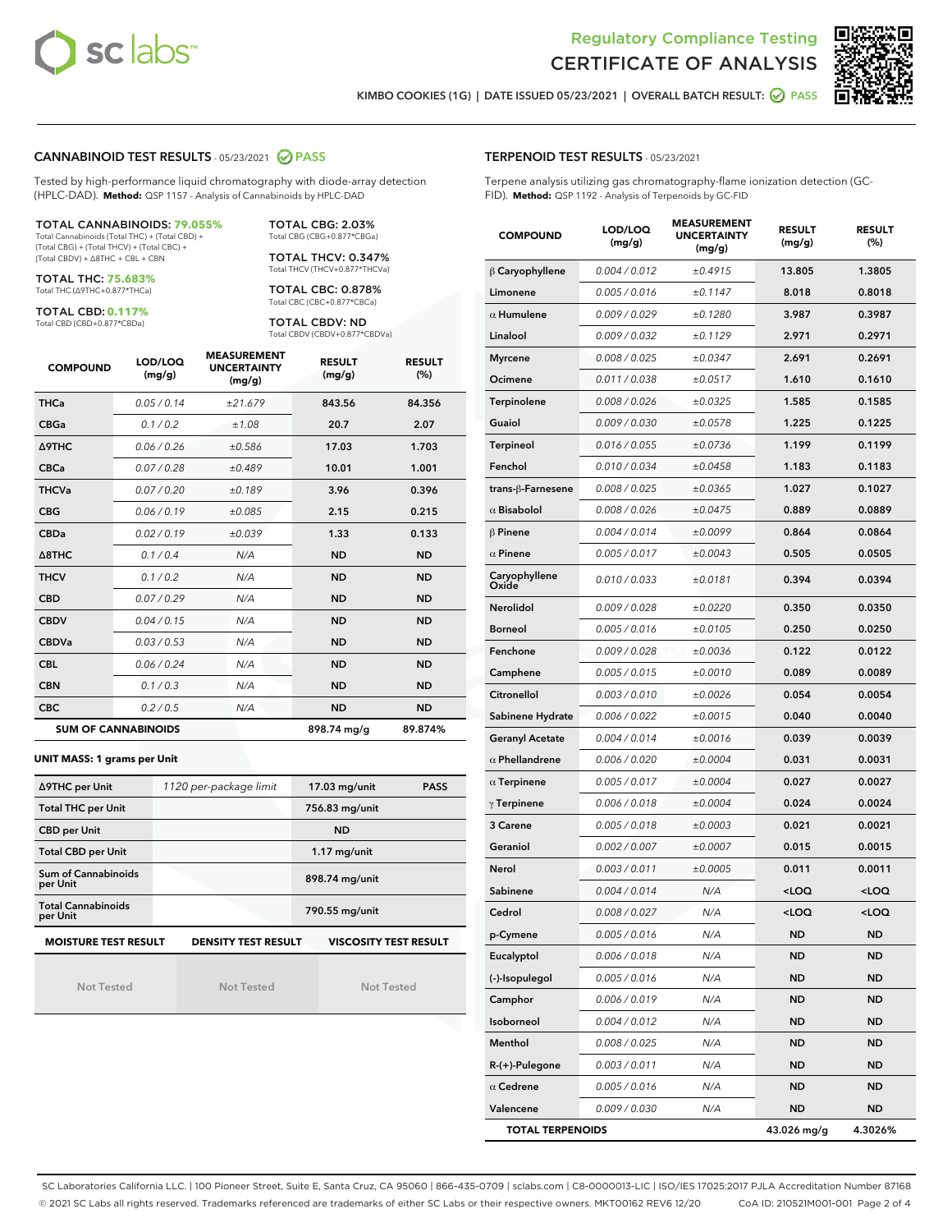Regulatory Compliance Testing

# CERTIFICATE OF ANALYSIS

KIMBO COOKIES (1G) | DATE ISSUED 05/23/2021 | OVERALL BATCH RESULT: PASS

## CANNABINOID TEST RESULTS - 05/23/2021 PASS

Tested by high-performance liquid chromatography with diode-array detection (HPLC-DAD). **Method:** QSP 1157 - Analysis of Cannabinoids by HPLC-DAD

**TOTAL CANNABINOIDS: 79.055%**
Total Cannabinoids (Total THC) + (Total CBD) + (Total CBG) + (Total THCV) + (Total CBC) + (Total CBDV) + Δ8THC + CBL + CBN

**TOTAL THC: 75.683%**
Total THC (Δ9THC+0.877*THCa)

**TOTAL CBD: 0.117%**
Total CBD (CBD+0.877*CBDa)

**TOTAL CBG: 2.03%**
Total CBG (CBG+0.877*CBGa)

**TOTAL THCV: 0.347%**
Total THCV (THCV+0.877*THCVa)

**TOTAL CBC: 0.878%**
Total CBC (CBC+0.877*CBCa)

**TOTAL CBDV: ND**
Total CBDV (CBDV+0.877*CBDVa)

| COMPOUND | LOD/LOQ (mg/g) | MEASUREMENT UNCERTAINTY (mg/g) | RESULT (mg/g) | RESULT (%) |
|---|---|---|---|---|
| THCa | 0.05 / 0.14 | ±21.679 | 843.56 | 84.356 |
| CBGa | 0.1 / 0.2 | ±1.08 | 20.7 | 2.07 |
| Δ9THC | 0.06 / 0.26 | ±0.586 | 17.03 | 1.703 |
| CBCa | 0.07 / 0.28 | ±0.489 | 10.01 | 1.001 |
| THCVa | 0.07 / 0.20 | ±0.189 | 3.96 | 0.396 |
| CBG | 0.06 / 0.19 | ±0.085 | 2.15 | 0.215 |
| CBDa | 0.02 / 0.19 | ±0.039 | 1.33 | 0.133 |
| Δ8THC | 0.1 / 0.4 | N/A | ND | ND |
| THCV | 0.1 / 0.2 | N/A | ND | ND |
| CBD | 0.07 / 0.29 | N/A | ND | ND |
| CBDV | 0.04 / 0.15 | N/A | ND | ND |
| CBDVa | 0.03 / 0.53 | N/A | ND | ND |
| CBL | 0.06 / 0.24 | N/A | ND | ND |
| CBN | 0.1 / 0.3 | N/A | ND | ND |
| CBC | 0.2 / 0.5 | N/A | ND | ND |
| **SUM OF CANNABINOIDS** | | | 898.74 mg/g | 89.874% |

**UNIT MASS: 1 grams per Unit**

| Δ9THC per Unit | 1120 per-package limit | 17.03 mg/unit | PASS |
|---|---|---|---|
| Total THC per Unit | | 756.83 mg/unit | |
| CBD per Unit | | ND | |
| Total CBD per Unit | | 1.17 mg/unit | |
| Sum of Cannabinoids per Unit | | 898.74 mg/unit | |
| Total Cannabinoids per Unit | | 790.55 mg/unit | |

| MOISTURE TEST RESULT | DENSITY TEST RESULT | VISCOSITY TEST RESULT |
|---|---|---|
| Not Tested | Not Tested | Not Tested |

## TERPENOID TEST RESULTS - 05/23/2021

Terpene analysis utilizing gas chromatography-flame ionization detection (GC-FID). **Method:** QSP 1192 - Analysis of Terpenoids by GC-FID

| COMPOUND | LOD/LOQ (mg/g) | MEASUREMENT UNCERTAINTY (mg/g) | RESULT (mg/g) | RESULT (%) |
|---|---|---|---|---|
| β Caryophyllene | 0.004 / 0.012 | ±0.4915 | 13.805 | 1.3805 |
| Limonene | 0.005 / 0.016 | ±0.1147 | 8.018 | 0.8018 |
| α Humulene | 0.009 / 0.029 | ±0.1280 | 3.987 | 0.3987 |
| Linalool | 0.009 / 0.032 | ±0.1129 | 2.971 | 0.2971 |
| Myrcene | 0.008 / 0.025 | ±0.0347 | 2.691 | 0.2691 |
| Ocimene | 0.011 / 0.038 | ±0.0517 | 1.610 | 0.1610 |
| Terpinolene | 0.008 / 0.026 | ±0.0325 | 1.585 | 0.1585 |
| Guaiol | 0.009 / 0.030 | ±0.0578 | 1.225 | 0.1225 |
| Terpineol | 0.016 / 0.055 | ±0.0736 | 1.199 | 0.1199 |
| Fenchol | 0.010 / 0.034 | ±0.0458 | 1.183 | 0.1183 |
| trans-β-Farnesene | 0.008 / 0.025 | ±0.0365 | 1.027 | 0.1027 |
| α Bisabolol | 0.008 / 0.026 | ±0.0475 | 0.889 | 0.0889 |
| β Pinene | 0.004 / 0.014 | ±0.0099 | 0.864 | 0.0864 |
| α Pinene | 0.005 / 0.017 | ±0.0043 | 0.505 | 0.0505 |
| Caryophyllene Oxide | 0.010 / 0.033 | ±0.0181 | 0.394 | 0.0394 |
| Nerolidol | 0.009 / 0.028 | ±0.0220 | 0.350 | 0.0350 |
| Borneol | 0.005 / 0.016 | ±0.0105 | 0.250 | 0.0250 |
| Fenchone | 0.009 / 0.028 | ±0.0036 | 0.122 | 0.0122 |
| Camphene | 0.005 / 0.015 | ±0.0010 | 0.089 | 0.0089 |
| Citronellol | 0.003 / 0.010 | ±0.0026 | 0.054 | 0.0054 |
| Sabinene Hydrate | 0.006 / 0.022 | ±0.0015 | 0.040 | 0.0040 |
| Geranyl Acetate | 0.004 / 0.014 | ±0.0016 | 0.039 | 0.0039 |
| α Phellandrene | 0.006 / 0.020 | ±0.0004 | 0.031 | 0.0031 |
| α Terpinene | 0.005 / 0.017 | ±0.0004 | 0.027 | 0.0027 |
| γ Terpinene | 0.006 / 0.018 | ±0.0004 | 0.024 | 0.0024 |
| 3 Carene | 0.005 / 0.018 | ±0.0003 | 0.021 | 0.0021 |
| Geraniol | 0.002 / 0.007 | ±0.0007 | 0.015 | 0.0015 |
| Nerol | 0.003 / 0.011 | ±0.0005 | 0.011 | 0.0011 |
| Sabinene | 0.004 / 0.014 | N/A | <LOQ | <LOQ |
| Cedrol | 0.008 / 0.027 | N/A | <LOQ | <LOQ |
| p-Cymene | 0.005 / 0.016 | N/A | ND | ND |
| Eucalyptol | 0.006 / 0.018 | N/A | ND | ND |
| (-)-Isopulegol | 0.005 / 0.016 | N/A | ND | ND |
| Camphor | 0.006 / 0.019 | N/A | ND | ND |
| Isoborneol | 0.004 / 0.012 | N/A | ND | ND |
| Menthol | 0.008 / 0.025 | N/A | ND | ND |
| R-(+)-Pulegone | 0.003 / 0.011 | N/A | ND | ND |
| α Cedrene | 0.005 / 0.016 | N/A | ND | ND |
| Valencene | 0.009 / 0.030 | N/A | ND | ND |
| **TOTAL TERPENOIDS** | | | 43.026 mg/g | 4.3026% |

SC Laboratories California LLC. | 100 Pioneer Street, Suite E, Santa Cruz, CA 95060 | 866-435-0709 | sclabs.com | C8-0000013-LIC | ISO/IES 17025:2017 PJLA Accreditation Number 87168
© 2021 SC Labs all rights reserved. Trademarks referenced are trademarks of either SC Labs or their respective owners. MKT00162 REV6 12/20 CoA ID: 210521M001-001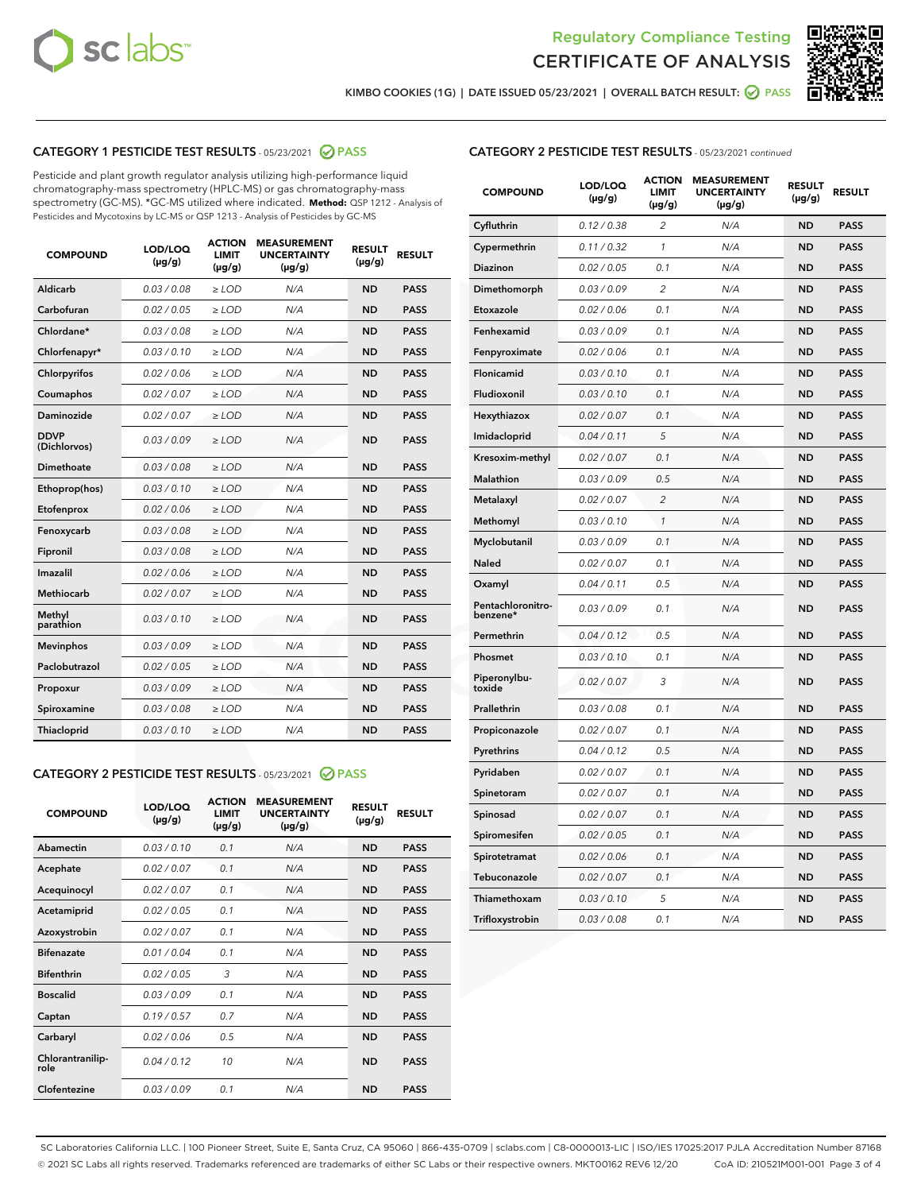Regulatory Compliance Testing

# CERTIFICATE OF ANALYSIS

KIMBO COOKIES (1G) | DATE ISSUED 05/23/2021 | OVERALL BATCH RESULT: PASS

## CATEGORY 1 PESTICIDE TEST RESULTS - 05/23/2021 PASS

Pesticide and plant growth regulator analysis utilizing high-performance liquid chromatography-mass spectrometry (HPLC-MS) or gas chromatography-mass spectrometry (GC-MS). *GC-MS utilized where indicated. **Method:** QSP 1212 - Analysis of Pesticides and Mycotoxins by LC-MS or QSP 1213 - Analysis of Pesticides by GC-MS

| COMPOUND | LOD/LOQ (µg/g) | ACTION LIMIT (µg/g) | MEASUREMENT UNCERTAINTY (µg/g) | RESULT (µg/g) | RESULT |
|---|---|---|---|---|---|
| Aldicarb | 0.03 / 0.08 | ≥ LOD | N/A | ND | PASS |
| Carbofuran | 0.02 / 0.05 | ≥ LOD | N/A | ND | PASS |
| Chlordane* | 0.03 / 0.08 | ≥ LOD | N/A | ND | PASS |
| Chlorfenapyr* | 0.03 / 0.10 | ≥ LOD | N/A | ND | PASS |
| Chlorpyrifos | 0.02 / 0.06 | ≥ LOD | N/A | ND | PASS |
| Coumaphos | 0.02 / 0.07 | ≥ LOD | N/A | ND | PASS |
| Daminozide | 0.02 / 0.07 | ≥ LOD | N/A | ND | PASS |
| DDVP (Dichlorvos) | 0.03 / 0.09 | ≥ LOD | N/A | ND | PASS |
| Dimethoate | 0.03 / 0.08 | ≥ LOD | N/A | ND | PASS |
| Ethoprop(hos) | 0.03 / 0.10 | ≥ LOD | N/A | ND | PASS |
| Etofenprox | 0.02 / 0.06 | ≥ LOD | N/A | ND | PASS |
| Fenoxycarb | 0.03 / 0.08 | ≥ LOD | N/A | ND | PASS |
| Fipronil | 0.03 / 0.08 | ≥ LOD | N/A | ND | PASS |
| Imazalil | 0.02 / 0.06 | ≥ LOD | N/A | ND | PASS |
| Methiocarb | 0.02 / 0.07 | ≥ LOD | N/A | ND | PASS |
| Methyl parathion | 0.03 / 0.10 | ≥ LOD | N/A | ND | PASS |
| Mevinphos | 0.03 / 0.09 | ≥ LOD | N/A | ND | PASS |
| Paclobutrazol | 0.02 / 0.05 | ≥ LOD | N/A | ND | PASS |
| Propoxur | 0.03 / 0.09 | ≥ LOD | N/A | ND | PASS |
| Spiroxamine | 0.03 / 0.08 | ≥ LOD | N/A | ND | PASS |
| Thiacloprid | 0.03 / 0.10 | ≥ LOD | N/A | ND | PASS |

## CATEGORY 2 PESTICIDE TEST RESULTS - 05/23/2021 PASS

| COMPOUND | LOD/LOQ (µg/g) | ACTION LIMIT (µg/g) | MEASUREMENT UNCERTAINTY (µg/g) | RESULT (µg/g) | RESULT |
|---|---|---|---|---|---|
| Abamectin | 0.03 / 0.10 | 0.1 | N/A | ND | PASS |
| Acephate | 0.02 / 0.07 | 0.1 | N/A | ND | PASS |
| Acequinocyl | 0.02 / 0.07 | 0.1 | N/A | ND | PASS |
| Acetamiprid | 0.02 / 0.05 | 0.1 | N/A | ND | PASS |
| Azoxystrobin | 0.02 / 0.07 | 0.1 | N/A | ND | PASS |
| Bifenazate | 0.01 / 0.04 | 0.1 | N/A | ND | PASS |
| Bifenthrin | 0.02 / 0.05 | 3 | N/A | ND | PASS |
| Boscalid | 0.03 / 0.09 | 0.1 | N/A | ND | PASS |
| Captan | 0.19 / 0.57 | 0.7 | N/A | ND | PASS |
| Carbaryl | 0.02 / 0.06 | 0.5 | N/A | ND | PASS |
| Chlorantraniliprole | 0.04 / 0.12 | 10 | N/A | ND | PASS |
| Clofentezine | 0.03 / 0.09 | 0.1 | N/A | ND | PASS |
| Cyfluthrin | 0.12 / 0.38 | 2 | N/A | ND | PASS |
| Cypermethrin | 0.11 / 0.32 | 1 | N/A | ND | PASS |
| Diazinon | 0.02 / 0.05 | 0.1 | N/A | ND | PASS |
| Dimethomorph | 0.03 / 0.09 | 2 | N/A | ND | PASS |
| Etoxazole | 0.02 / 0.06 | 0.1 | N/A | ND | PASS |
| Fenhexamid | 0.03 / 0.09 | 0.1 | N/A | ND | PASS |
| Fenpyroximate | 0.02 / 0.06 | 0.1 | N/A | ND | PASS |
| Flonicamid | 0.03 / 0.10 | 0.1 | N/A | ND | PASS |
| Fludioxonil | 0.03 / 0.10 | 0.1 | N/A | ND | PASS |
| Hexythiazox | 0.02 / 0.07 | 0.1 | N/A | ND | PASS |
| Imidacloprid | 0.04 / 0.11 | 5 | N/A | ND | PASS |
| Kresoxim-methyl | 0.02 / 0.07 | 0.1 | N/A | ND | PASS |
| Malathion | 0.03 / 0.09 | 0.5 | N/A | ND | PASS |
| Metalaxyl | 0.02 / 0.07 | 2 | N/A | ND | PASS |
| Methomyl | 0.03 / 0.10 | 1 | N/A | ND | PASS |
| Myclobutanil | 0.03 / 0.09 | 0.1 | N/A | ND | PASS |
| Naled | 0.02 / 0.07 | 0.1 | N/A | ND | PASS |
| Oxamyl | 0.04 / 0.11 | 0.5 | N/A | ND | PASS |
| Pentachloronitrobenzene* | 0.03 / 0.09 | 0.1 | N/A | ND | PASS |
| Permethrin | 0.04 / 0.12 | 0.5 | N/A | ND | PASS |
| Phosmet | 0.03 / 0.10 | 0.1 | N/A | ND | PASS |
| Piperonylbutoxide | 0.02 / 0.07 | 3 | N/A | ND | PASS |
| Prallethrin | 0.03 / 0.08 | 0.1 | N/A | ND | PASS |
| Propiconazole | 0.02 / 0.07 | 0.1 | N/A | ND | PASS |
| Pyrethrins | 0.04 / 0.12 | 0.5 | N/A | ND | PASS |
| Pyridaben | 0.02 / 0.07 | 0.1 | N/A | ND | PASS |
| Spinetoram | 0.02 / 0.07 | 0.1 | N/A | ND | PASS |
| Spinosad | 0.02 / 0.07 | 0.1 | N/A | ND | PASS |
| Spiromesifen | 0.02 / 0.05 | 0.1 | N/A | ND | PASS |
| Spirotetramat | 0.02 / 0.06 | 0.1 | N/A | ND | PASS |
| Tebuconazole | 0.02 / 0.07 | 0.1 | N/A | ND | PASS |
| Thiamethoxam | 0.03 / 0.10 | 5 | N/A | ND | PASS |
| Trifloxystrobin | 0.03 / 0.08 | 0.1 | N/A | ND | PASS |

SC Laboratories California LLC. | 100 Pioneer Street, Suite E, Santa Cruz, CA 95060 | 866-435-0709 | sclabs.com | C8-0000013-LIC | ISO/IES 17025:2017 PJLA Accreditation Number 87168
© 2021 SC Labs all rights reserved. Trademarks referenced are trademarks of either SC Labs or their respective owners. MKT00162 REV6 12/20 CoA ID: 210521M001-001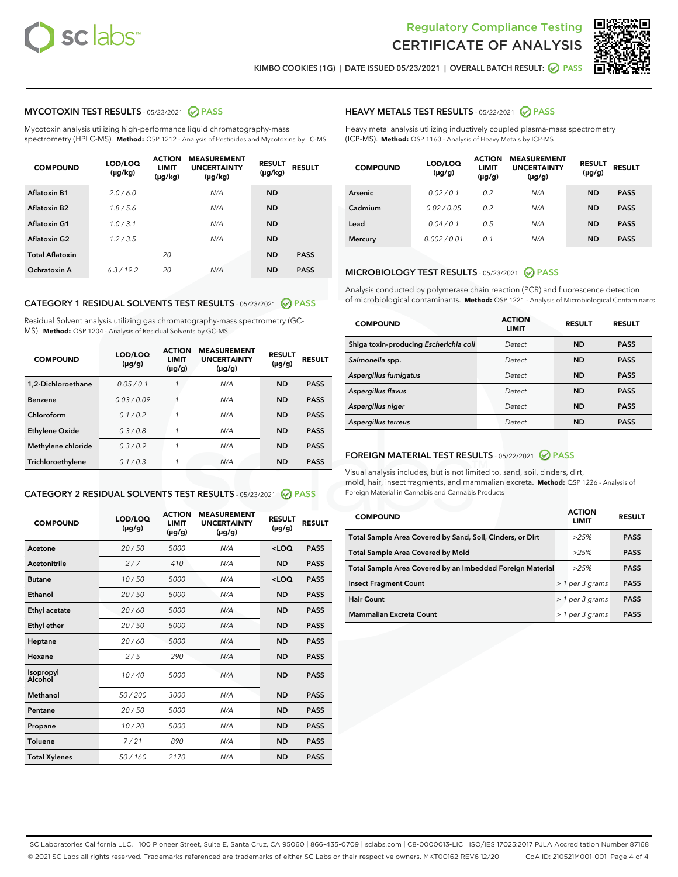Regulatory Compliance Testing

# CERTIFICATE OF ANALYSIS

KIMBO COOKIES (1G) | DATE ISSUED 05/23/2021 | OVERALL BATCH RESULT: PASS

## MYCOTOXIN TEST RESULTS - 05/23/2021 PASS

Mycotoxin analysis utilizing high-performance liquid chromatography-mass spectrometry (HPLC-MS). **Method:** QSP 1212 - Analysis of Pesticides and Mycotoxins by LC-MS

| COMPOUND | LOD/LOQ (µg/kg) | ACTION LIMIT (µg/kg) | MEASUREMENT UNCERTAINTY (µg/kg) | RESULT (µg/kg) | RESULT |
|---|---|---|---|---|---|
| Aflatoxin B1 | 2.0 / 6.0 | | N/A | ND | |
| Aflatoxin B2 | 1.8 / 5.6 | | N/A | ND | |
| Aflatoxin G1 | 1.0 / 3.1 | | N/A | ND | |
| Aflatoxin G2 | 1.2 / 3.5 | | N/A | ND | |
| Total Aflatoxin | | 20 | | ND | PASS |
| Ochratoxin A | 6.3 / 19.2 | 20 | N/A | ND | PASS |

## CATEGORY 1 RESIDUAL SOLVENTS TEST RESULTS - 05/23/2021 PASS

Residual Solvent analysis utilizing gas chromatography-mass spectrometry (GC-MS). **Method:** QSP 1204 - Analysis of Residual Solvents by GC-MS

| COMPOUND | LOD/LOQ (µg/g) | ACTION LIMIT (µg/g) | MEASUREMENT UNCERTAINTY (µg/g) | RESULT (µg/g) | RESULT |
|---|---|---|---|---|---|
| 1,2-Dichloroethane | 0.05 / 0.1 | 1 | N/A | ND | PASS |
| Benzene | 0.03 / 0.09 | 1 | N/A | ND | PASS |
| Chloroform | 0.1 / 0.2 | 1 | N/A | ND | PASS |
| Ethylene Oxide | 0.3 / 0.8 | 1 | N/A | ND | PASS |
| Methylene chloride | 0.3 / 0.9 | 1 | N/A | ND | PASS |
| Trichloroethylene | 0.1 / 0.3 | 1 | N/A | ND | PASS |

## CATEGORY 2 RESIDUAL SOLVENTS TEST RESULTS - 05/23/2021 PASS

| COMPOUND | LOD/LOQ (µg/g) | ACTION LIMIT (µg/g) | MEASUREMENT UNCERTAINTY (µg/g) | RESULT (µg/g) | RESULT |
|---|---|---|---|---|---|
| Acetone | 20 / 50 | 5000 | N/A | <LOQ | PASS |
| Acetonitrile | 2 / 7 | 410 | N/A | ND | PASS |
| Butane | 10 / 50 | 5000 | N/A | <LOQ | PASS |
| Ethanol | 20 / 50 | 5000 | N/A | ND | PASS |
| Ethyl acetate | 20 / 60 | 5000 | N/A | ND | PASS |
| Ethyl ether | 20 / 50 | 5000 | N/A | ND | PASS |
| Heptane | 20 / 60 | 5000 | N/A | ND | PASS |
| Hexane | 2 / 5 | 290 | N/A | ND | PASS |
| Isopropyl Alcohol | 10 / 40 | 5000 | N/A | ND | PASS |
| Methanol | 50 / 200 | 3000 | N/A | ND | PASS |
| Pentane | 20 / 50 | 5000 | N/A | ND | PASS |
| Propane | 10 / 20 | 5000 | N/A | ND | PASS |
| Toluene | 7 / 21 | 890 | N/A | ND | PASS |
| Total Xylenes | 50 / 160 | 2170 | N/A | ND | PASS |

## HEAVY METALS TEST RESULTS - 05/22/2021 PASS

Heavy metal analysis utilizing inductively coupled plasma-mass spectrometry (ICP-MS). **Method:** QSP 1160 - Analysis of Heavy Metals by ICP-MS

| COMPOUND | LOD/LOQ (µg/g) | ACTION LIMIT (µg/g) | MEASUREMENT UNCERTAINTY (µg/g) | RESULT (µg/g) | RESULT |
|---|---|---|---|---|---|
| Arsenic | 0.02 / 0.1 | 0.2 | N/A | ND | PASS |
| Cadmium | 0.02 / 0.05 | 0.2 | N/A | ND | PASS |
| Lead | 0.04 / 0.1 | 0.5 | N/A | ND | PASS |
| Mercury | 0.002 / 0.01 | 0.1 | N/A | ND | PASS |

## MICROBIOLOGY TEST RESULTS - 05/23/2021 PASS

Analysis conducted by polymerase chain reaction (PCR) and fluorescence detection of microbiological contaminants. **Method:** QSP 1221 - Analysis of Microbiological Contaminants

| COMPOUND | ACTION LIMIT | RESULT | RESULT |
|---|---|---|---|
| Shiga toxin-producing *Escherichia coli* | Detect | ND | PASS |
| *Salmonella* spp. | Detect | ND | PASS |
| *Aspergillus fumigatus* | Detect | ND | PASS |
| *Aspergillus flavus* | Detect | ND | PASS |
| *Aspergillus niger* | Detect | ND | PASS |
| *Aspergillus terreus* | Detect | ND | PASS |

## FOREIGN MATERIAL TEST RESULTS - 05/22/2021 PASS

Visual analysis includes, but is not limited to, sand, soil, cinders, dirt, mold, hair, insect fragments, and mammalian excreta. **Method:** QSP 1226 - Analysis of Foreign Material in Cannabis and Cannabis Products

| COMPOUND | ACTION LIMIT | RESULT |
|---|---|---|
| Total Sample Area Covered by Sand, Soil, Cinders, or Dirt | >25% | PASS |
| Total Sample Area Covered by Mold | >25% | PASS |
| Total Sample Area Covered by an Imbedded Foreign Material | >25% | PASS |
| Insect Fragment Count | > 1 per 3 grams | PASS |
| Hair Count | > 1 per 3 grams | PASS |
| Mammalian Excreta Count | > 1 per 3 grams | PASS |

SC Laboratories California LLC. | 100 Pioneer Street, Suite E, Santa Cruz, CA 95060 | 866-435-0709 | sclabs.com | C8-0000013-LIC | ISO/IES 17025:2017 PJLA Accreditation Number 87168
© 2021 SC Labs all rights reserved. Trademarks referenced are trademarks of either SC Labs or their respective owners. MKT00162 REV6 12/20 CoA ID: 210521M001-001